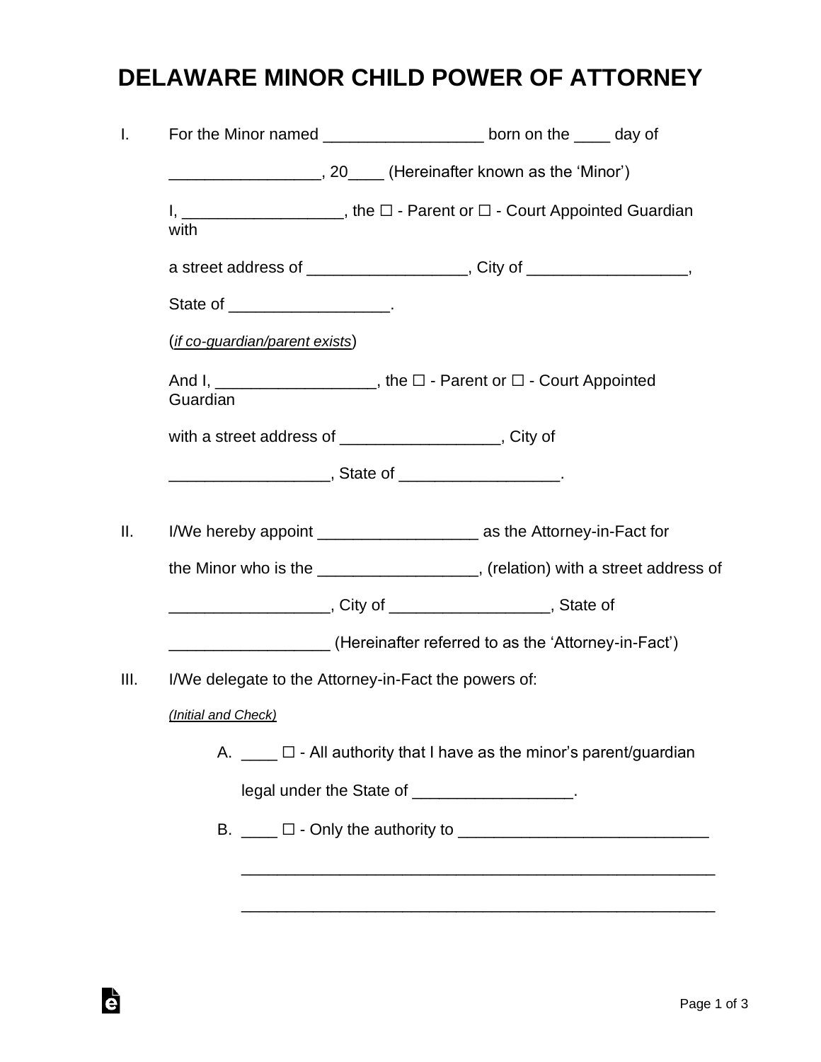# DELAWARE MINOR CHILD POWER OF ATTORNEY

I. For the Minor named __________________ born on the ____ day of

_________________, 20____ (Hereinafter known as the 'Minor')

I, __________________, the ☐ - Parent or ☐ - Court Appointed Guardian with

a street address of __________________, City of __________________,

State of __________________.

(*if co-guardian/parent exists*)

And I, __________________, the ☐ - Parent or ☐ - Court Appointed Guardian

with a street address of __________________, City of

__________________, State of __________________.

II. I/We hereby appoint __________________ as the Attorney-in-Fact for

the Minor who is the __________________, (relation) with a street address of

__________________, City of __________________, State of

__________________ (Hereinafter referred to as the 'Attorney-in-Fact')

III. I/We delegate to the Attorney-in-Fact the powers of:

*(Initial and Check)*

A. ____ ☐ - All authority that I have as the minor's parent/guardian

legal under the State of __________________.

B. ____ ☐ - Only the authority to ____________________________

______________________________________________________

______________________________________________________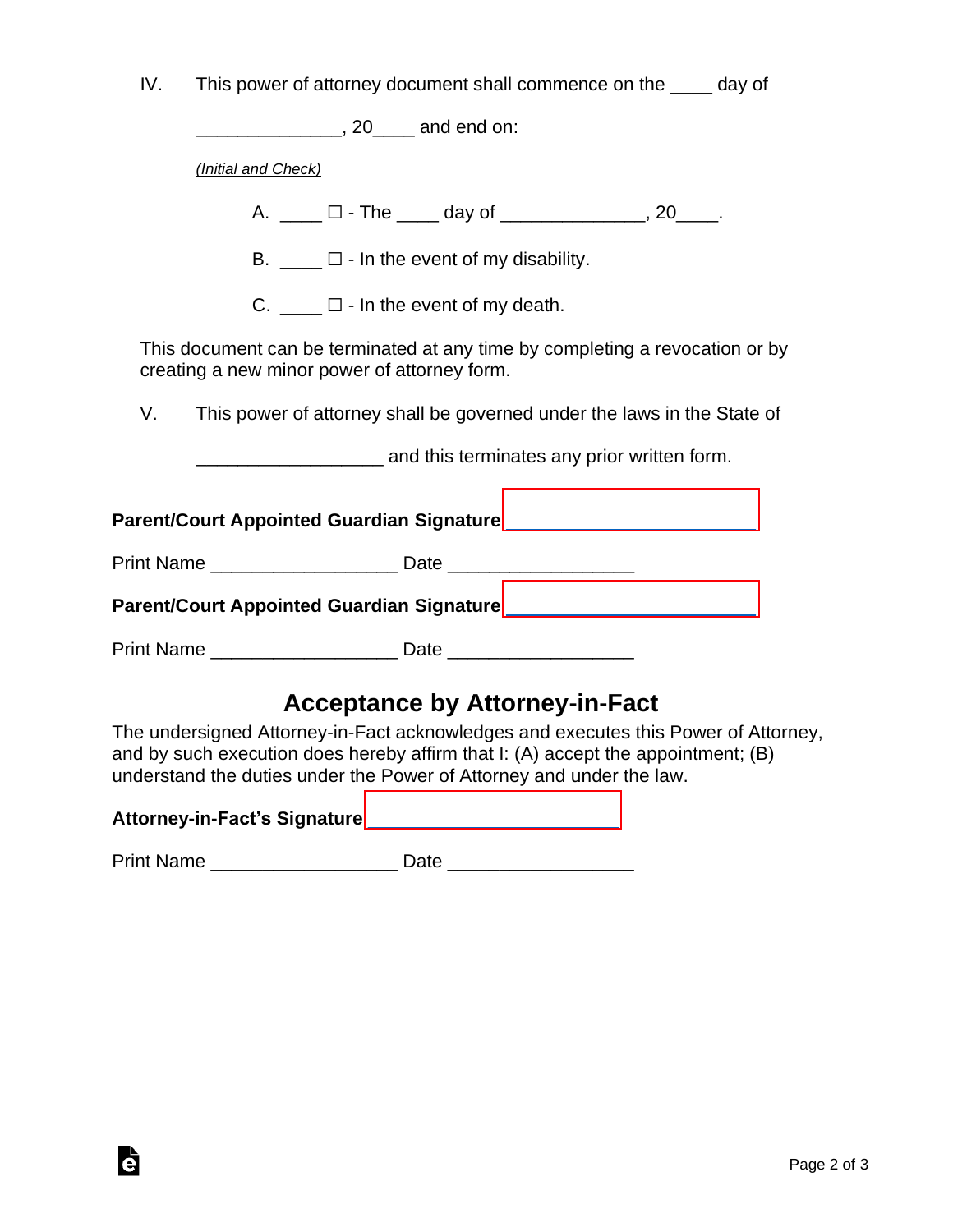IV. This power of attorney document shall commence on the ____ day of ______________, 20____ and end on:

*(Initial and Check)*

A. ____ ☐ - The ____ day of ______________, 20____.

B. ____ ☐ - In the event of my disability.

C. ____ ☐ - In the event of my death.

This document can be terminated at any time by completing a revocation or by creating a new minor power of attorney form.

V. This power of attorney shall be governed under the laws in the State of __________________ and this terminates any prior written form.

**Parent/Court Appointed Guardian Signature** ________________________

Print Name __________________ Date __________________

**Parent/Court Appointed Guardian Signature** ________________________

Print Name __________________ Date __________________

## Acceptance by Attorney-in-Fact

The undersigned Attorney-in-Fact acknowledges and executes this Power of Attorney, and by such execution does hereby affirm that I: (A) accept the appointment; (B) understand the duties under the Power of Attorney and under the law.

**Attorney-in-Fact's Signature** ________________________

Print Name __________________ Date __________________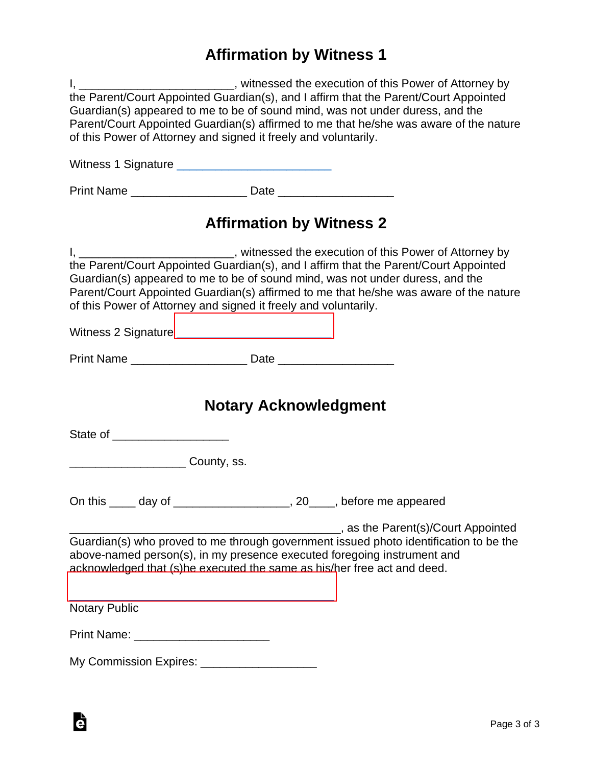## Affirmation by Witness 1

I, _______________________, witnessed the execution of this Power of Attorney by the Parent/Court Appointed Guardian(s), and I affirm that the Parent/Court Appointed Guardian(s) appeared to me to be of sound mind, was not under duress, and the Parent/Court Appointed Guardian(s) affirmed to me that he/she was aware of the nature of this Power of Attorney and signed it freely and voluntarily.

Witness 1 Signature _______________________

Print Name _________________ Date _________________

## Affirmation by Witness 2

I, _______________________, witnessed the execution of this Power of Attorney by the Parent/Court Appointed Guardian(s), and I affirm that the Parent/Court Appointed Guardian(s) appeared to me to be of sound mind, was not under duress, and the Parent/Court Appointed Guardian(s) affirmed to me that he/she was aware of the nature of this Power of Attorney and signed it freely and voluntarily.

Witness 2 Signature _______________________

Print Name _________________ Date _________________

## Notary Acknowledgment

State of _________________

_________________ County, ss.

On this ____ day of _________________, 20____, before me appeared

________________________________________, as the Parent(s)/Court Appointed Guardian(s) who proved to me through government issued photo identification to be the above-named person(s), in my presence executed foregoing instrument and acknowledged that (s)he executed the same as his/her free act and deed.

________________________________________

Notary Public

Print Name: ____________________

My Commission Expires: _________________